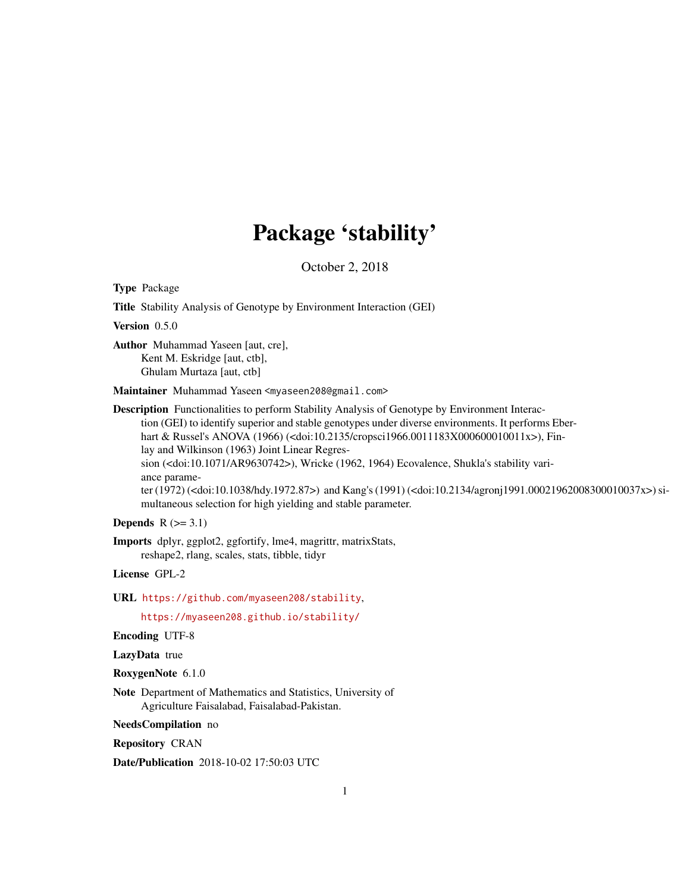# Package 'stability'

October 2, 2018

**Type** Package

**Title** Stability Analysis of Genotype by Environment Interaction (GEI)

**Version** 0.5.0

**Author** Muhammad Yaseen [aut, cre],
Kent M. Eskridge [aut, ctb],
Ghulam Murtaza [aut, ctb]

**Maintainer** Muhammad Yaseen <myaseen208@gmail.com>

**Description** Functionalities to perform Stability Analysis of Genotype by Environment Interaction (GEI) to identify superior and stable genotypes under diverse environments. It performs Eberhart & Russel's ANOVA (1966) (<doi:10.2135/cropsci1966.0011183X000600010011x>), Finlay and Wilkinson (1963) Joint Linear Regression (<doi:10.1071/AR9630742>), Wricke (1962, 1964) Ecovalence, Shukla's stability variance parameter (1972) (<doi:10.1038/hdy.1972.87>) and Kang's (1991) (<doi:10.2134/agronj1991.00021962008300010037x>) simultaneous selection for high yielding and stable parameter.

**Depends** R (>= 3.1)

**Imports** dplyr, ggplot2, ggfortify, lme4, magrittr, matrixStats, reshape2, rlang, scales, stats, tibble, tidyr

**License** GPL-2

**URL** https://github.com/myaseen208/stability,
https://myaseen208.github.io/stability/

**Encoding** UTF-8

**LazyData** true

**RoxygenNote** 6.1.0

**Note** Department of Mathematics and Statistics, University of Agriculture Faisalabad, Faisalabad-Pakistan.

**NeedsCompilation** no

**Repository** CRAN

**Date/Publication** 2018-10-02 17:50:03 UTC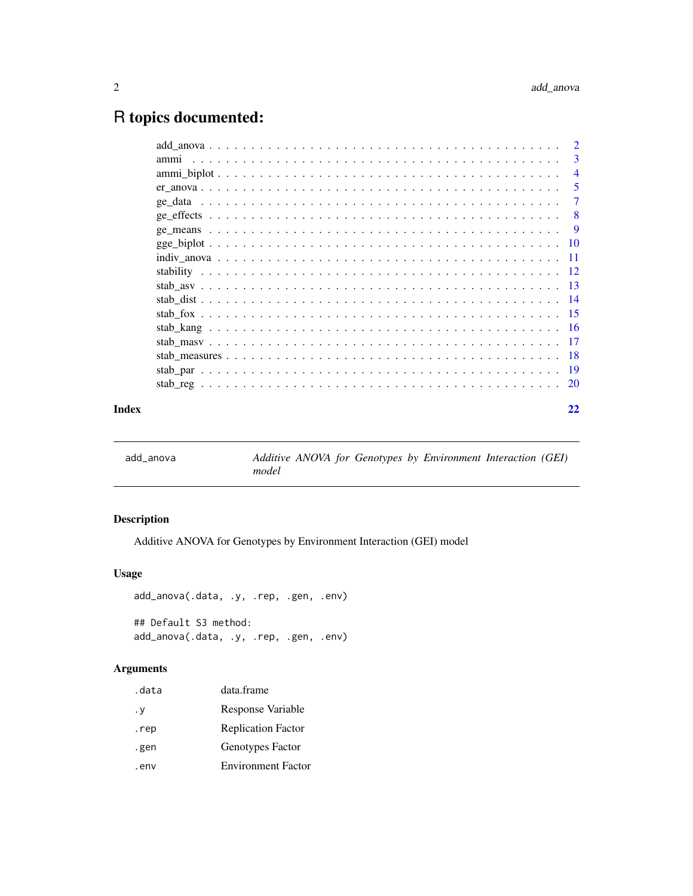# R topics documented:

- add_anova . . . . . . . . . . . . . . . . . . . . . . . . . . . . . . . . . . . . . . . 2
- ammi . . . . . . . . . . . . . . . . . . . . . . . . . . . . . . . . . . . . . . . . . . 3
- ammi_biplot . . . . . . . . . . . . . . . . . . . . . . . . . . . . . . . . . . . . . . 4
- er_anova . . . . . . . . . . . . . . . . . . . . . . . . . . . . . . . . . . . . . . . . 5
- ge_data . . . . . . . . . . . . . . . . . . . . . . . . . . . . . . . . . . . . . . . . . 7
- ge_effects . . . . . . . . . . . . . . . . . . . . . . . . . . . . . . . . . . . . . . . 8
- ge_means . . . . . . . . . . . . . . . . . . . . . . . . . . . . . . . . . . . . . . . . 9
- gge_biplot . . . . . . . . . . . . . . . . . . . . . . . . . . . . . . . . . . . . . . . 10
- indiv_anova . . . . . . . . . . . . . . . . . . . . . . . . . . . . . . . . . . . . . . 11
- stability . . . . . . . . . . . . . . . . . . . . . . . . . . . . . . . . . . . . . . . . 12
- stab_asv . . . . . . . . . . . . . . . . . . . . . . . . . . . . . . . . . . . . . . . . 13
- stab_dist . . . . . . . . . . . . . . . . . . . . . . . . . . . . . . . . . . . . . . . . 14
- stab_fox . . . . . . . . . . . . . . . . . . . . . . . . . . . . . . . . . . . . . . . . 15
- stab_kang . . . . . . . . . . . . . . . . . . . . . . . . . . . . . . . . . . . . . . . 16
- stab_masv . . . . . . . . . . . . . . . . . . . . . . . . . . . . . . . . . . . . . . . 17
- stab_measures . . . . . . . . . . . . . . . . . . . . . . . . . . . . . . . . . . . . . 18
- stab_par . . . . . . . . . . . . . . . . . . . . . . . . . . . . . . . . . . . . . . . . 19
- stab_reg . . . . . . . . . . . . . . . . . . . . . . . . . . . . . . . . . . . . . . . . 20

**Index** **22**

---

`add_anova` *Additive ANOVA for Genotypes by Environment Interaction (GEI) model*

---

### Description

Additive ANOVA for Genotypes by Environment Interaction (GEI) model

### Usage

```
add_anova(.data, .y, .rep, .gen, .env)

## Default S3 method:
add_anova(.data, .y, .rep, .gen, .env)
```

### Arguments

| | |
|---|---|
| `.data` | data.frame |
| `.y` | Response Variable |
| `.rep` | Replication Factor |
| `.gen` | Genotypes Factor |
| `.env` | Environment Factor |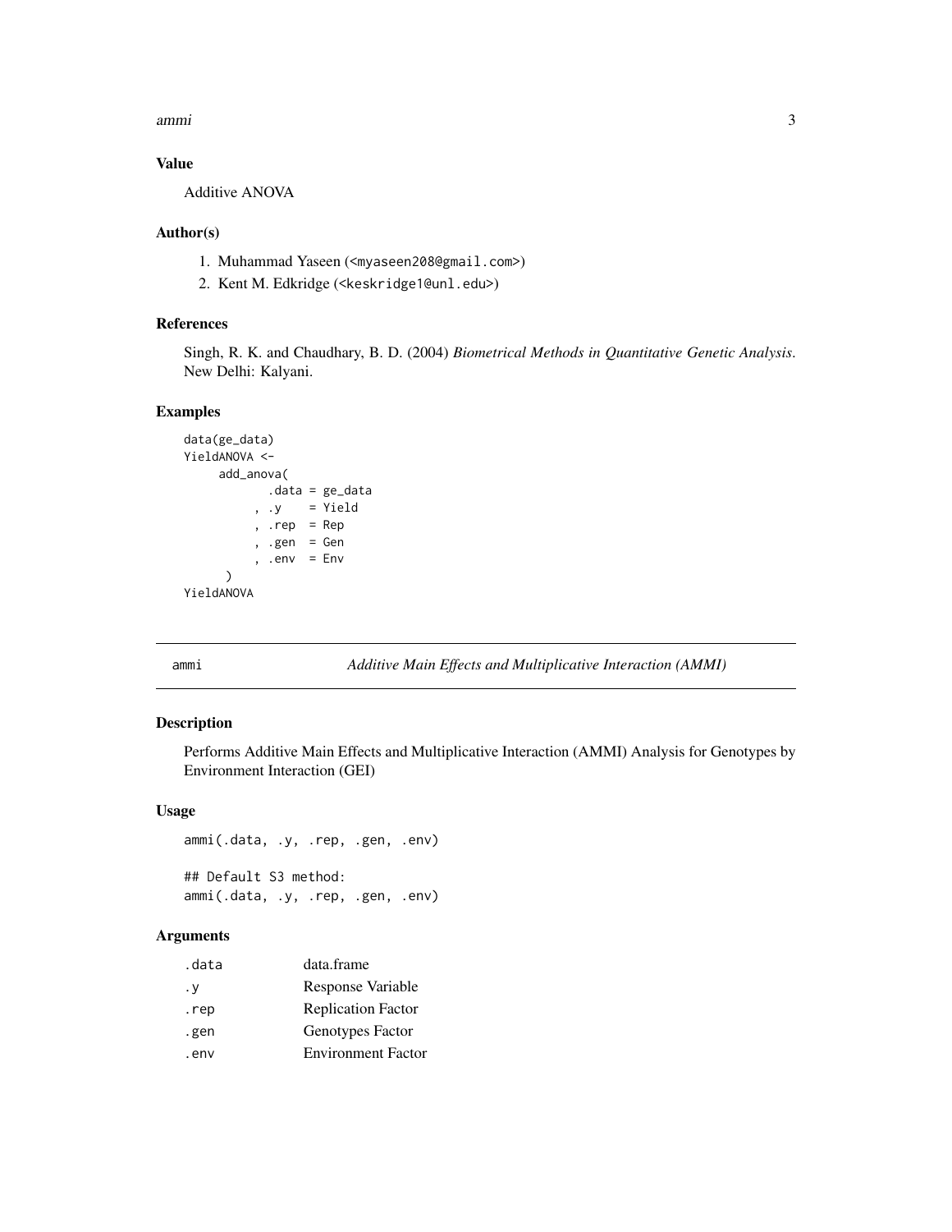## Value

Additive ANOVA

## Author(s)

1. Muhammad Yaseen (<myaseen208@gmail.com>)
2. Kent M. Edkridge (<keskridge1@unl.edu>)

## References

Singh, R. K. and Chaudhary, B. D. (2004) *Biometrical Methods in Quantitative Genetic Analysis*. New Delhi: Kalyani.

## Examples

```
data(ge_data)
YieldANOVA <-
     add_anova(
          .data = ge_data
        , .y    = Yield
        , .rep  = Rep
        , .gen  = Gen
        , .env  = Env
      )
YieldANOVA
```

---

# ammi — *Additive Main Effects and Multiplicative Interaction (AMMI)*

## Description

Performs Additive Main Effects and Multiplicative Interaction (AMMI) Analysis for Genotypes by Environment Interaction (GEI)

## Usage

```
ammi(.data, .y, .rep, .gen, .env)

## Default S3 method:
ammi(.data, .y, .rep, .gen, .env)
```

## Arguments

| | |
|---|---|
| .data | data.frame |
| .y | Response Variable |
| .rep | Replication Factor |
| .gen | Genotypes Factor |
| .env | Environment Factor |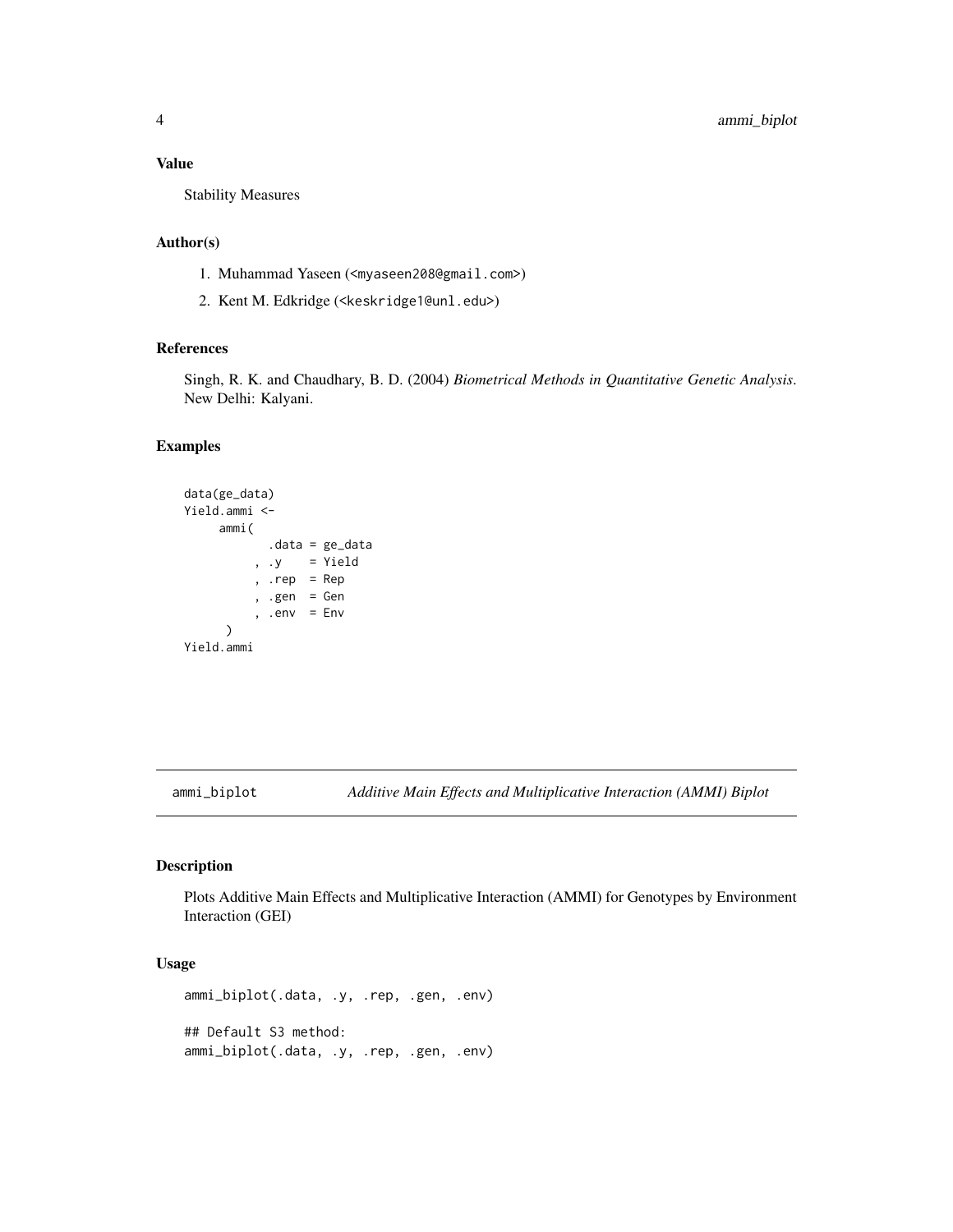### Value

Stability Measures

### Author(s)

1. Muhammad Yaseen (<myaseen208@gmail.com>)
2. Kent M. Edkridge (<keskridge1@unl.edu>)

### References

Singh, R. K. and Chaudhary, B. D. (2004) *Biometrical Methods in Quantitative Genetic Analysis*. New Delhi: Kalyani.

### Examples

```
data(ge_data)
Yield.ammi <-
     ammi(
            .data = ge_data
          , .y    = Yield
          , .rep  = Rep
          , .gen  = Gen
          , .env  = Env
      )
Yield.ammi
```

---

## ammi_biplot *Additive Main Effects and Multiplicative Interaction (AMMI) Biplot*

### Description

Plots Additive Main Effects and Multiplicative Interaction (AMMI) for Genotypes by Environment Interaction (GEI)

### Usage

```
ammi_biplot(.data, .y, .rep, .gen, .env)

## Default S3 method:
ammi_biplot(.data, .y, .rep, .gen, .env)
```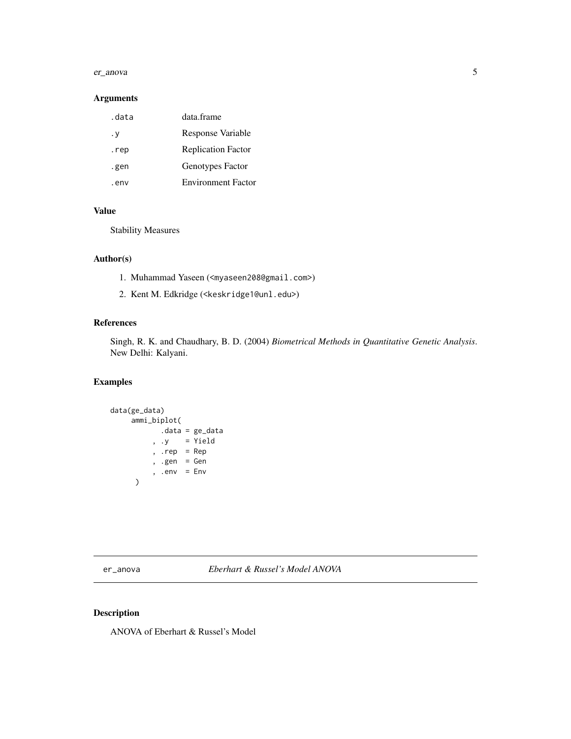### Arguments

| | |
|---|---|
| .data | data.frame |
| .y | Response Variable |
| .rep | Replication Factor |
| .gen | Genotypes Factor |
| .env | Environment Factor |

### Value

Stability Measures

### Author(s)

1. Muhammad Yaseen (<myaseen208@gmail.com>)
2. Kent M. Edkridge (<keskridge1@unl.edu>)

### References

Singh, R. K. and Chaudhary, B. D. (2004) *Biometrical Methods in Quantitative Genetic Analysis*. New Delhi: Kalyani.

### Examples

```
data(ge_data)
     ammi_biplot(
           .data = ge_data
         , .y    = Yield
         , .rep  = Rep
         , .gen  = Gen
         , .env  = Env
      )
```

---

## er_anova *Eberhart & Russel's Model ANOVA*

### Description

ANOVA of Eberhart & Russel's Model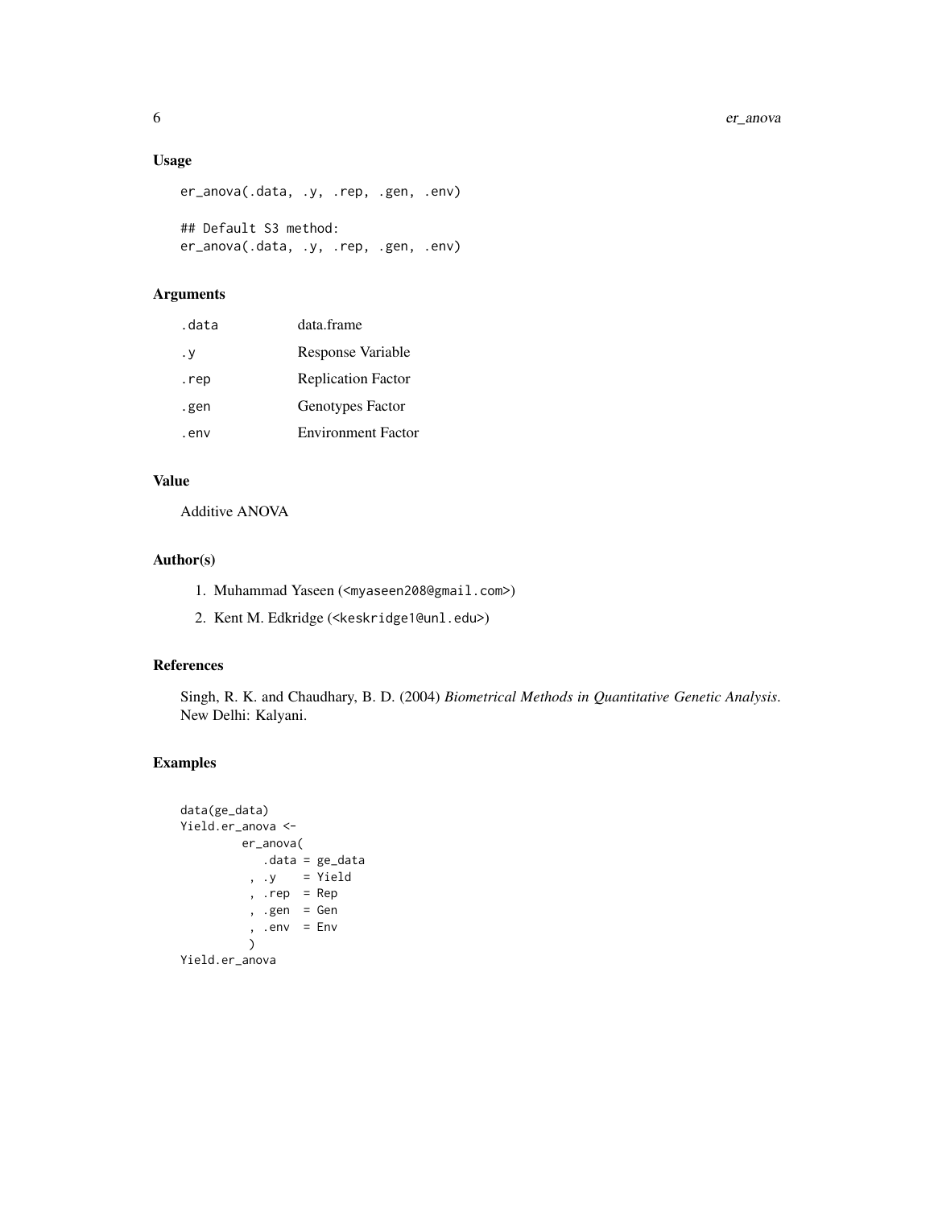### Usage

```
er_anova(.data, .y, .rep, .gen, .env)

## Default S3 method:
er_anova(.data, .y, .rep, .gen, .env)
```

### Arguments

| | |
|---|---|
| .data | data.frame |
| .y | Response Variable |
| .rep | Replication Factor |
| .gen | Genotypes Factor |
| .env | Environment Factor |

### Value

Additive ANOVA

### Author(s)

1. Muhammad Yaseen (<myaseen208@gmail.com>)
2. Kent M. Edkridge (<keskridge1@unl.edu>)

### References

Singh, R. K. and Chaudhary, B. D. (2004) *Biometrical Methods in Quantitative Genetic Analysis*. New Delhi: Kalyani.

### Examples

```
data(ge_data)
Yield.er_anova <-
         er_anova(
            .data = ge_data
          , .y    = Yield
          , .rep  = Rep
          , .gen  = Gen
          , .env  = Env
          )
Yield.er_anova
```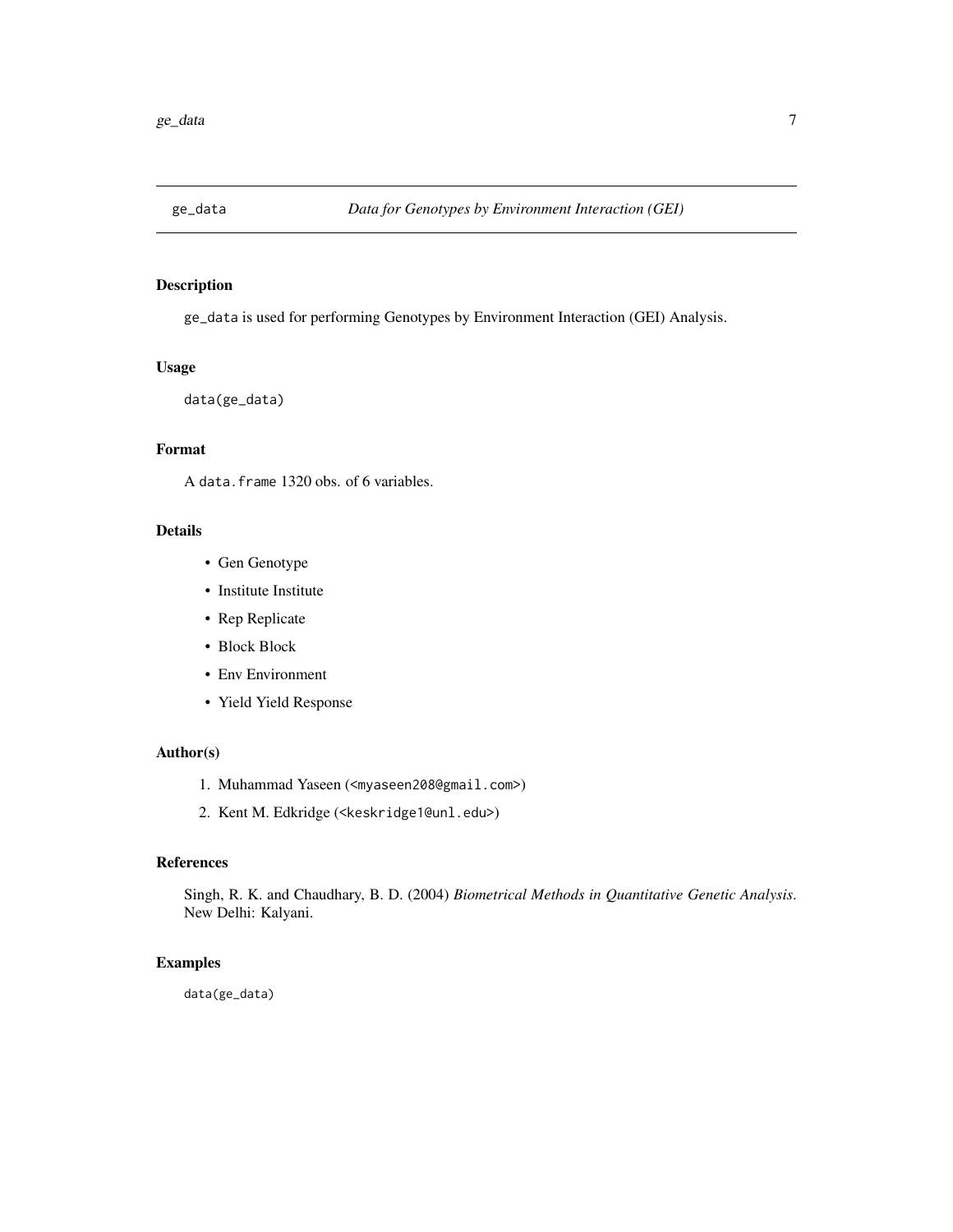# ge_data — Data for Genotypes by Environment Interaction (GEI)

## Description

ge_data is used for performing Genotypes by Environment Interaction (GEI) Analysis.

## Usage

```
data(ge_data)
```

## Format

A data.frame 1320 obs. of 6 variables.

## Details

- Gen Genotype
- Institute Institute
- Rep Replicate
- Block Block
- Env Environment
- Yield Yield Response

## Author(s)

1. Muhammad Yaseen (<myaseen208@gmail.com>)
2. Kent M. Edkridge (<keskridge1@unl.edu>)

## References

Singh, R. K. and Chaudhary, B. D. (2004) *Biometrical Methods in Quantitative Genetic Analysis*. New Delhi: Kalyani.

## Examples

```
data(ge_data)
```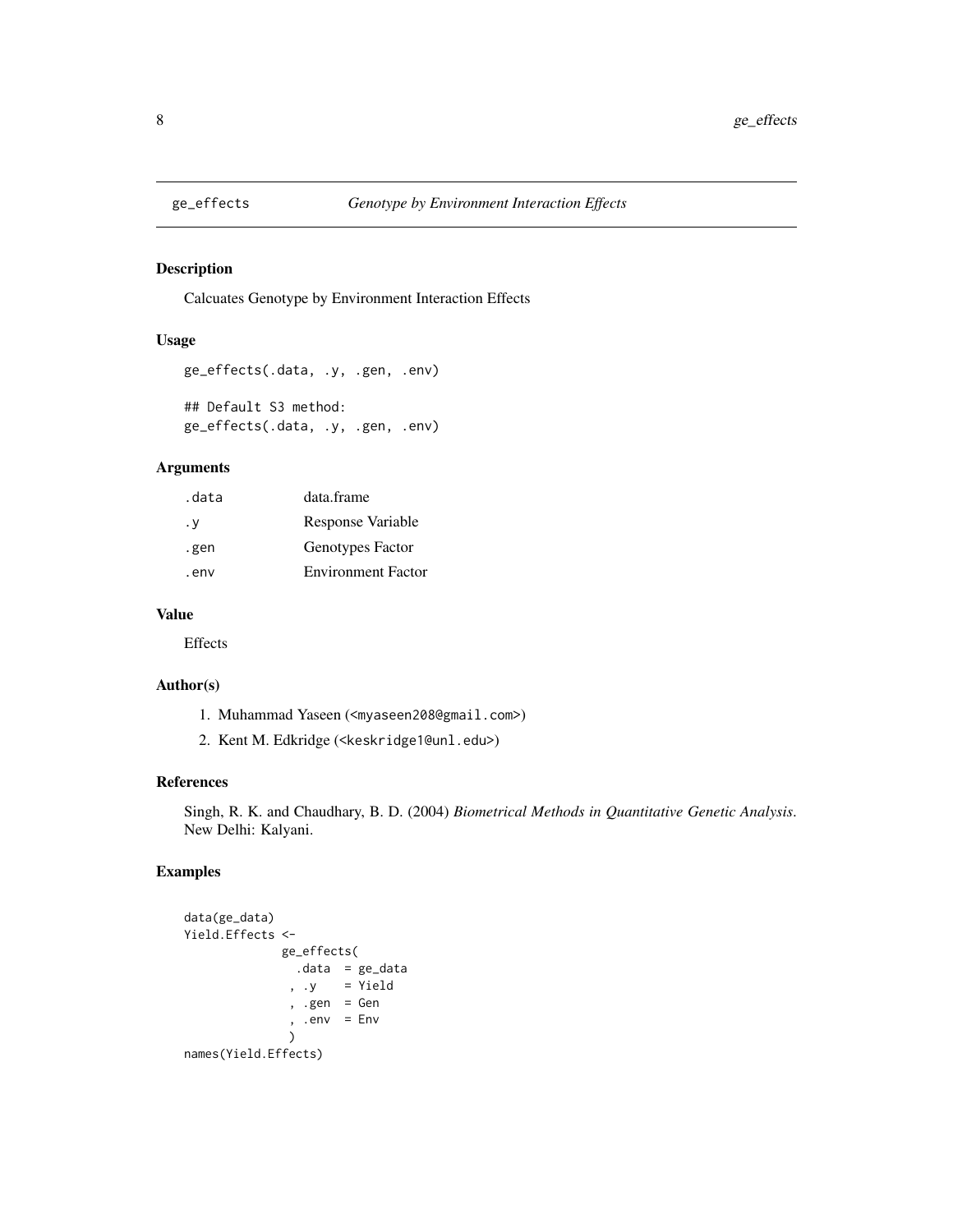## ge_effects *Genotype by Environment Interaction Effects*

### Description

Calcuates Genotype by Environment Interaction Effects

### Usage

```
ge_effects(.data, .y, .gen, .env)

## Default S3 method:
ge_effects(.data, .y, .gen, .env)
```

### Arguments

| | |
|---|---|
| .data | data.frame |
| .y | Response Variable |
| .gen | Genotypes Factor |
| .env | Environment Factor |

### Value

Effects

### Author(s)

1. Muhammad Yaseen (<myaseen208@gmail.com>)
2. Kent M. Edkridge (<keskridge1@unl.edu>)

### References

Singh, R. K. and Chaudhary, B. D. (2004) *Biometrical Methods in Quantitative Genetic Analysis*. New Delhi: Kalyani.

### Examples

```
data(ge_data)
Yield.Effects <-
             ge_effects(
               .data  = ge_data
              , .y    = Yield
              , .gen  = Gen
              , .env  = Env
              )
names(Yield.Effects)
```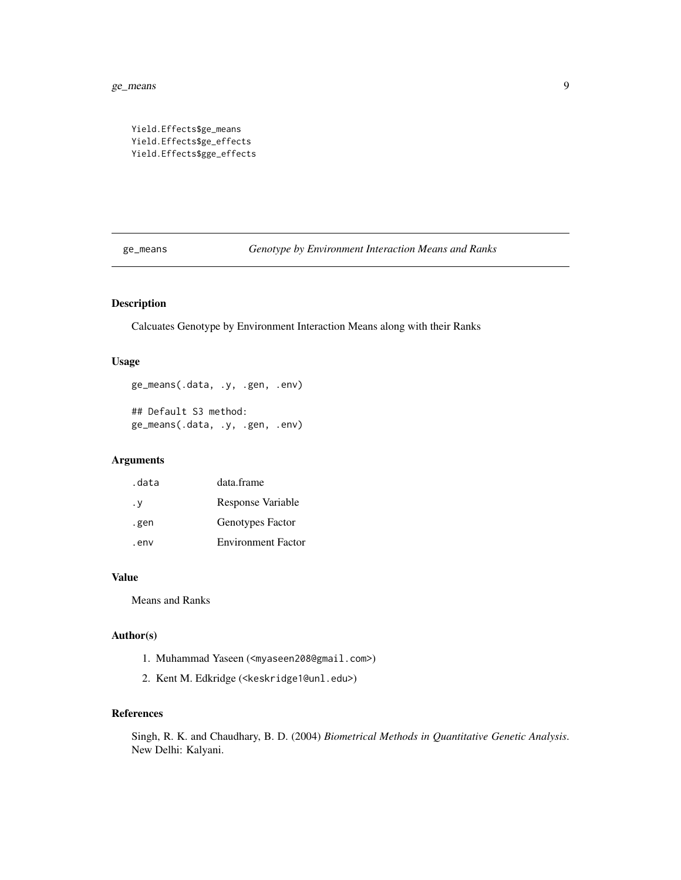```
Yield.Effects$ge_means
Yield.Effects$ge_effects
Yield.Effects$gge_effects
```

## ge_means *Genotype by Environment Interaction Means and Ranks*

### Description

Calcuates Genotype by Environment Interaction Means along with their Ranks

### Usage

```
ge_means(.data, .y, .gen, .env)

## Default S3 method:
ge_means(.data, .y, .gen, .env)
```

### Arguments

| | |
|---|---|
| `.data` | data.frame |
| `.y` | Response Variable |
| `.gen` | Genotypes Factor |
| `.env` | Environment Factor |

### Value

Means and Ranks

### Author(s)

1. Muhammad Yaseen (<myaseen208@gmail.com>)
2. Kent M. Edkridge (<keskridge1@unl.edu>)

### References

Singh, R. K. and Chaudhary, B. D. (2004) *Biometrical Methods in Quantitative Genetic Analysis*. New Delhi: Kalyani.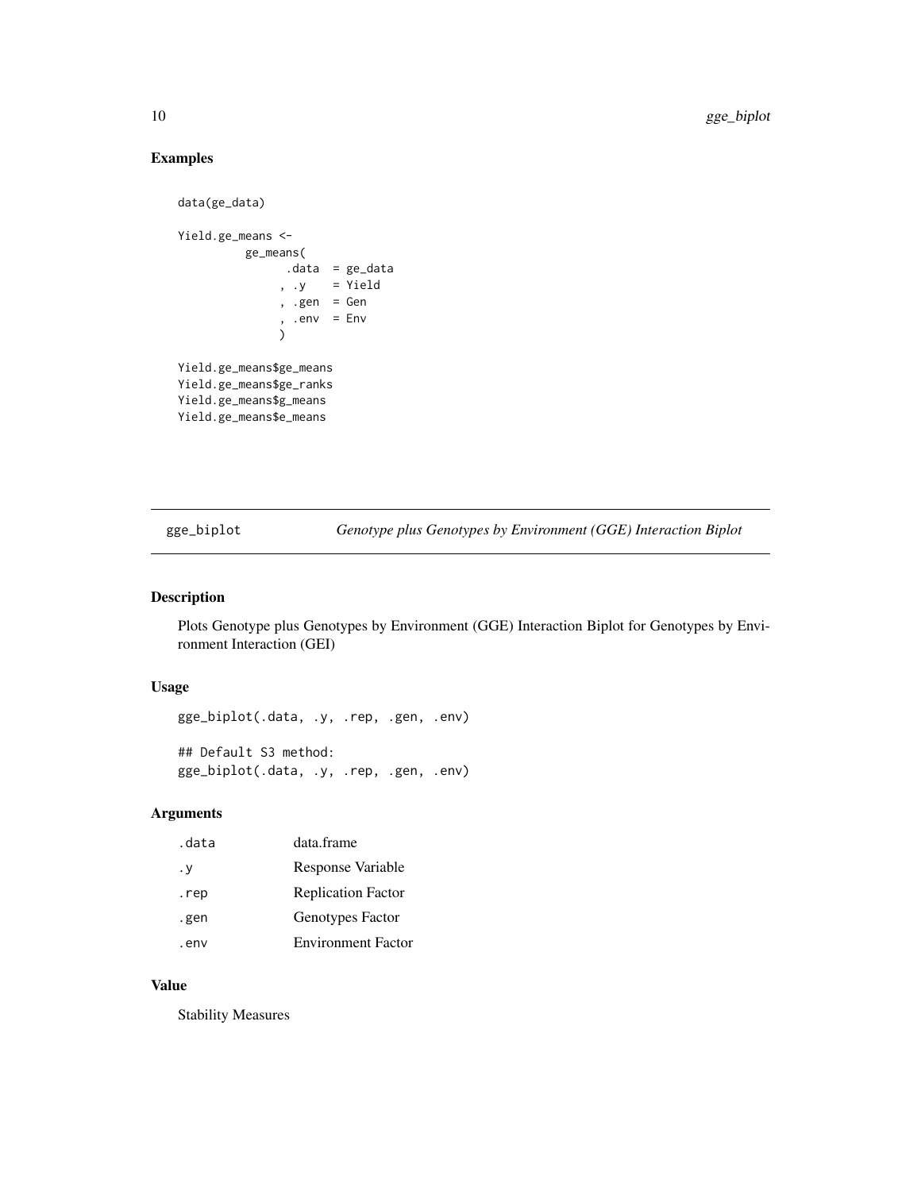## Examples

```
data(ge_data)

Yield.ge_means <-
          ge_means(
                .data  = ge_data
              , .y     = Yield
              , .gen   = Gen
              , .env   = Env
              )

Yield.ge_means$ge_means
Yield.ge_means$ge_ranks
Yield.ge_means$g_means
Yield.ge_means$e_means
```

---

# gge_biplot — *Genotype plus Genotypes by Environment (GGE) Interaction Biplot*

## Description

Plots Genotype plus Genotypes by Environment (GGE) Interaction Biplot for Genotypes by Environment Interaction (GEI)

## Usage

```
gge_biplot(.data, .y, .rep, .gen, .env)

## Default S3 method:
gge_biplot(.data, .y, .rep, .gen, .env)
```

## Arguments

| | |
|---|---|
| .data | data.frame |
| .y | Response Variable |
| .rep | Replication Factor |
| .gen | Genotypes Factor |
| .env | Environment Factor |

## Value

Stability Measures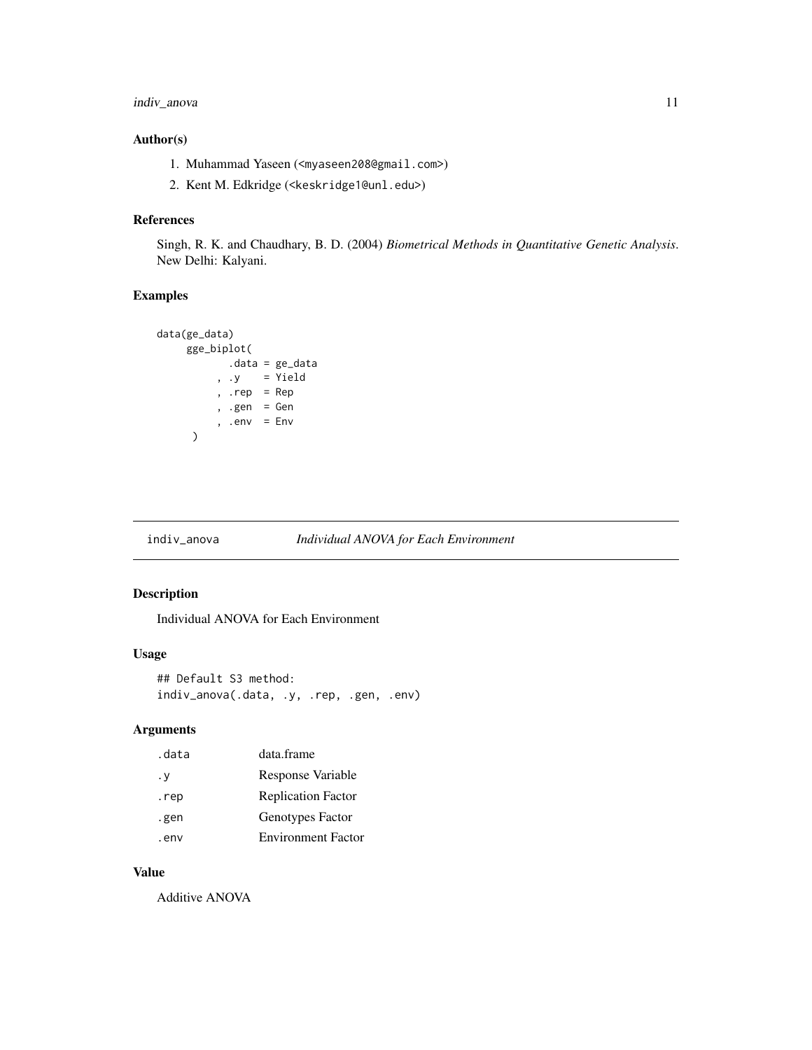### Author(s)

1. Muhammad Yaseen (<myaseen208@gmail.com>)
2. Kent M. Edkridge (<keskridge1@unl.edu>)

### References

Singh, R. K. and Chaudhary, B. D. (2004) *Biometrical Methods in Quantitative Genetic Analysis*. New Delhi: Kalyani.

### Examples

```
data(ge_data)
     gge_biplot(
            .data = ge_data
          , .y    = Yield
          , .rep  = Rep
          , .gen  = Gen
          , .env  = Env
      )
```

---

## indiv_anova — *Individual ANOVA for Each Environment*

---

### Description

Individual ANOVA for Each Environment

### Usage

```
## Default S3 method:
indiv_anova(.data, .y, .rep, .gen, .env)
```

### Arguments

| | |
|---|---|
| .data | data.frame |
| .y | Response Variable |
| .rep | Replication Factor |
| .gen | Genotypes Factor |
| .env | Environment Factor |

### Value

Additive ANOVA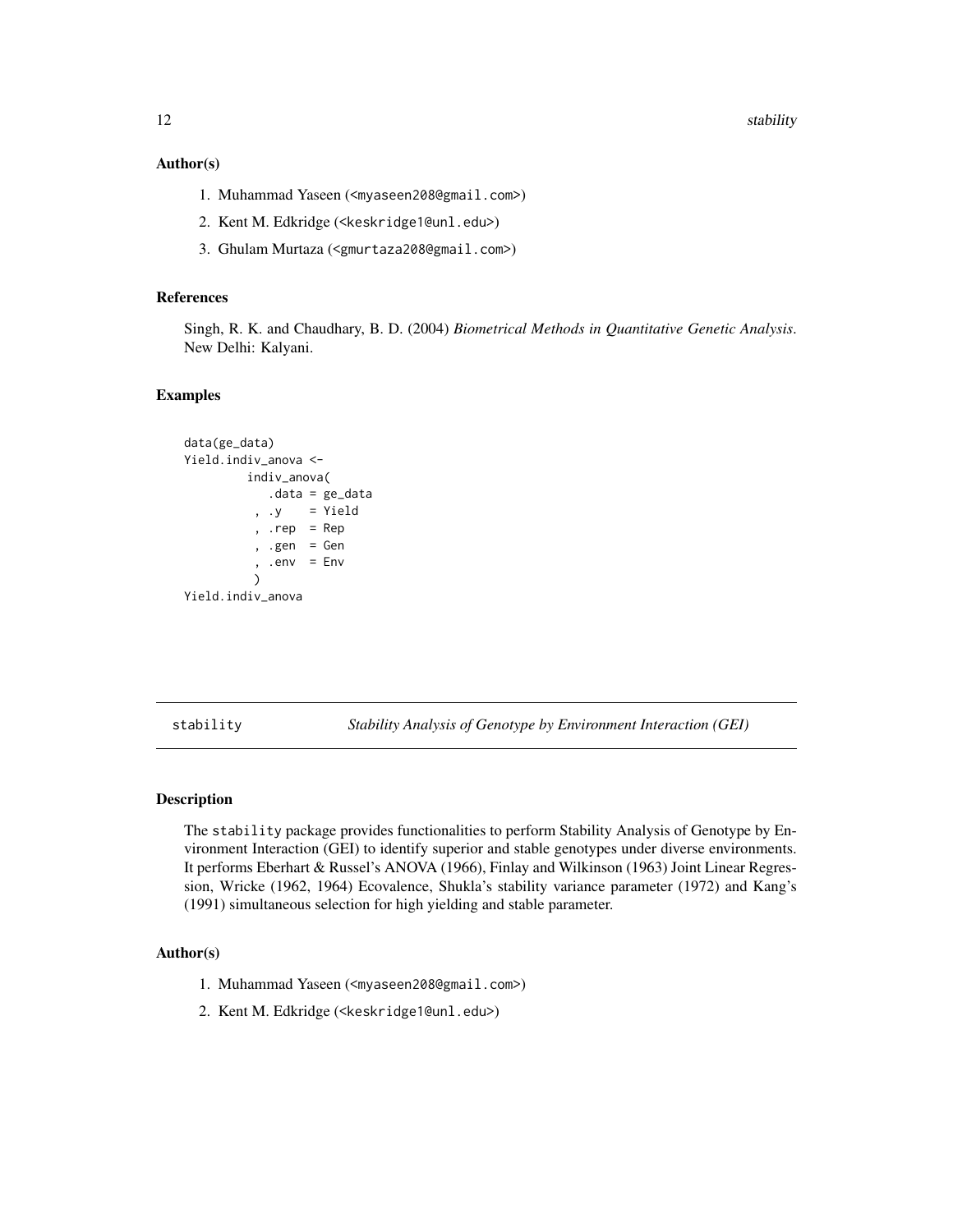### Author(s)

1. Muhammad Yaseen (<myaseen208@gmail.com>)
2. Kent M. Edkridge (<keskridge1@unl.edu>)
3. Ghulam Murtaza (<gmurtaza208@gmail.com>)

### References

Singh, R. K. and Chaudhary, B. D. (2004) *Biometrical Methods in Quantitative Genetic Analysis*. New Delhi: Kalyani.

### Examples

```
data(ge_data)
Yield.indiv_anova <-
         indiv_anova(
            .data = ge_data
          , .y    = Yield
          , .rep  = Rep
          , .gen  = Gen
          , .env  = Env
          )
Yield.indiv_anova
```

---

## stability — *Stability Analysis of Genotype by Environment Interaction (GEI)*

---

### Description

The stability package provides functionalities to perform Stability Analysis of Genotype by Environment Interaction (GEI) to identify superior and stable genotypes under diverse environments. It performs Eberhart & Russel's ANOVA (1966), Finlay and Wilkinson (1963) Joint Linear Regression, Wricke (1962, 1964) Ecovalence, Shukla's stability variance parameter (1972) and Kang's (1991) simultaneous selection for high yielding and stable parameter.

### Author(s)

1. Muhammad Yaseen (<myaseen208@gmail.com>)
2. Kent M. Edkridge (<keskridge1@unl.edu>)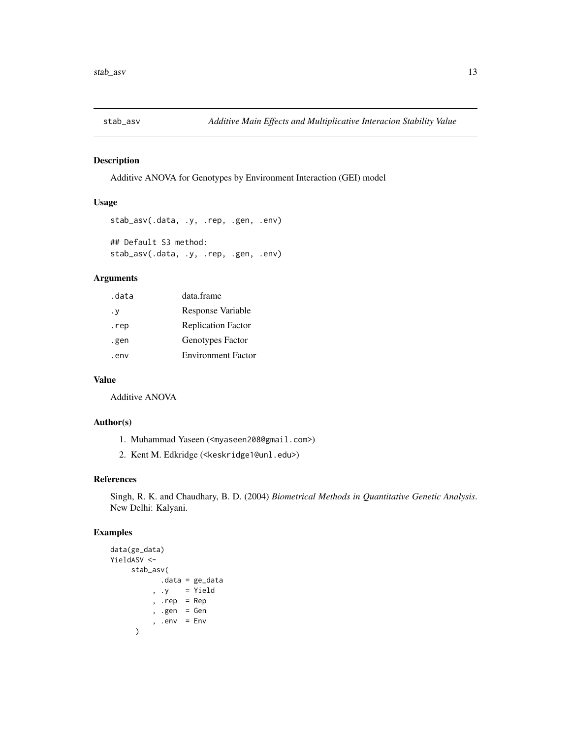# stab_asv — *Additive Main Effects and Multiplicative Interacion Stability Value*

## Description

Additive ANOVA for Genotypes by Environment Interaction (GEI) model

## Usage

```
stab_asv(.data, .y, .rep, .gen, .env)

## Default S3 method:
stab_asv(.data, .y, .rep, .gen, .env)
```

## Arguments

| | |
|---|---|
| .data | data.frame |
| .y | Response Variable |
| .rep | Replication Factor |
| .gen | Genotypes Factor |
| .env | Environment Factor |

## Value

Additive ANOVA

## Author(s)

1. Muhammad Yaseen (<myaseen208@gmail.com>)
2. Kent M. Edkridge (<keskridge1@unl.edu>)

## References

Singh, R. K. and Chaudhary, B. D. (2004) *Biometrical Methods in Quantitative Genetic Analysis*. New Delhi: Kalyani.

## Examples

```
data(ge_data)
YieldASV <-
     stab_asv(
           .data = ge_data
         , .y    = Yield
         , .rep  = Rep
         , .gen  = Gen
         , .env  = Env
      )
```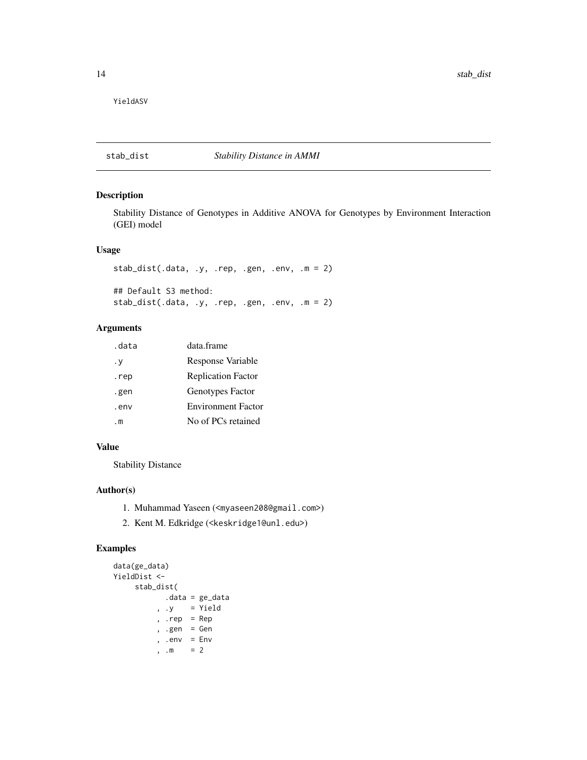YieldASV

## stab_dist — *Stability Distance in AMMI*

### Description

Stability Distance of Genotypes in Additive ANOVA for Genotypes by Environment Interaction (GEI) model

### Usage

```
stab_dist(.data, .y, .rep, .gen, .env, .m = 2)

## Default S3 method:
stab_dist(.data, .y, .rep, .gen, .env, .m = 2)
```

### Arguments

| | |
|---|---|
| .data | data.frame |
| .y | Response Variable |
| .rep | Replication Factor |
| .gen | Genotypes Factor |
| .env | Environment Factor |
| .m | No of PCs retained |

### Value

Stability Distance

### Author(s)

1. Muhammad Yaseen (<myaseen208@gmail.com>)
2. Kent M. Edkridge (<keskridge1@unl.edu>)

### Examples

```
data(ge_data)
YieldDist <-
     stab_dist(
            .data = ge_data
          , .y    = Yield
          , .rep  = Rep
          , .gen  = Gen
          , .env  = Env
          , .m    = 2
```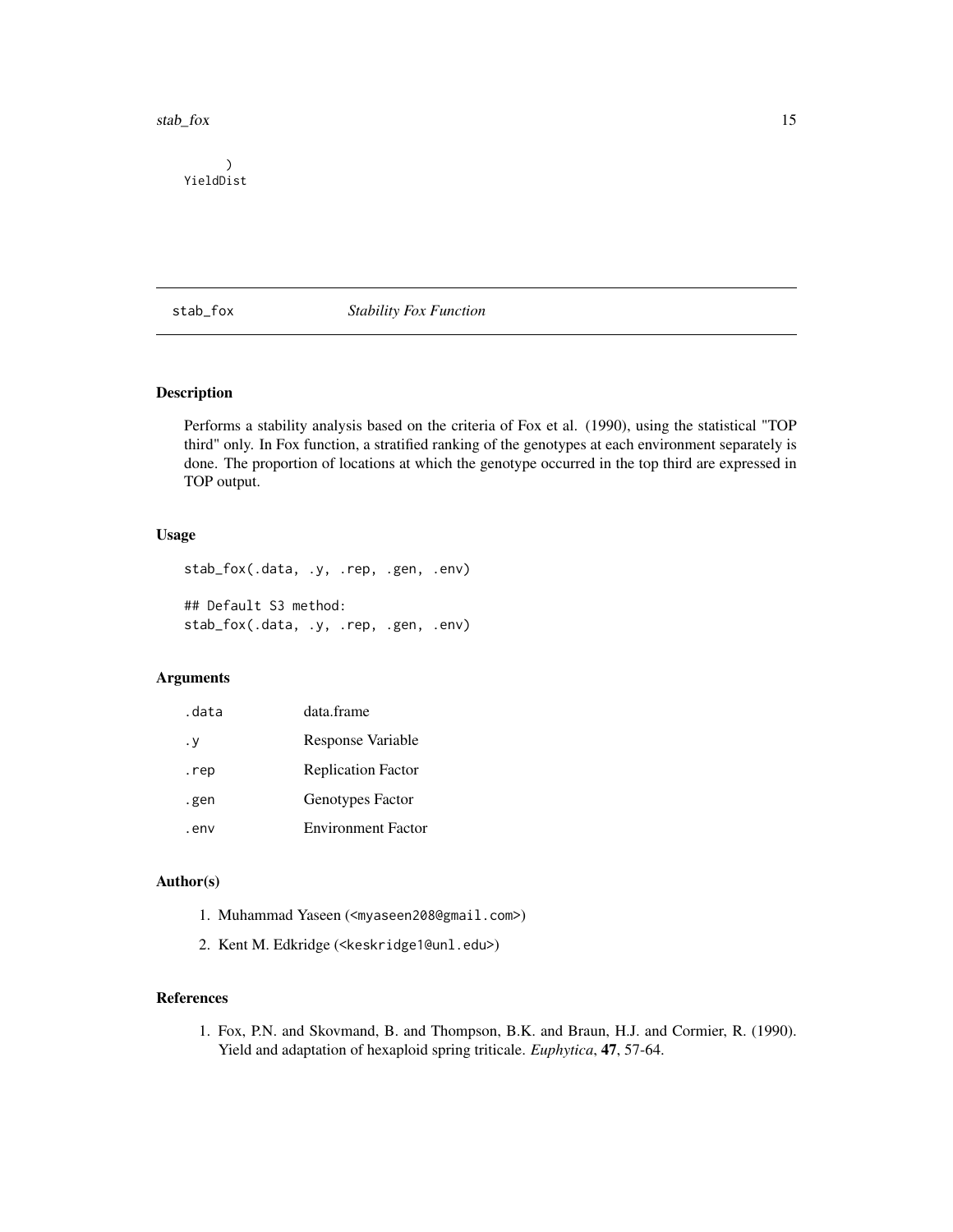```
)
YieldDist
```

## stab_fox *Stability Fox Function*

### Description

Performs a stability analysis based on the criteria of Fox et al. (1990), using the statistical "TOP third" only. In Fox function, a stratified ranking of the genotypes at each environment separately is done. The proportion of locations at which the genotype occurred in the top third are expressed in TOP output.

### Usage

```
stab_fox(.data, .y, .rep, .gen, .env)

## Default S3 method:
stab_fox(.data, .y, .rep, .gen, .env)
```

### Arguments

| | |
|---|---|
| .data | data.frame |
| .y | Response Variable |
| .rep | Replication Factor |
| .gen | Genotypes Factor |
| .env | Environment Factor |

### Author(s)

1. Muhammad Yaseen (<myaseen208@gmail.com>)
2. Kent M. Edkridge (<keskridge1@unl.edu>)

### References

1. Fox, P.N. and Skovmand, B. and Thompson, B.K. and Braun, H.J. and Cormier, R. (1990). Yield and adaptation of hexaploid spring triticale. *Euphytica*, **47**, 57-64.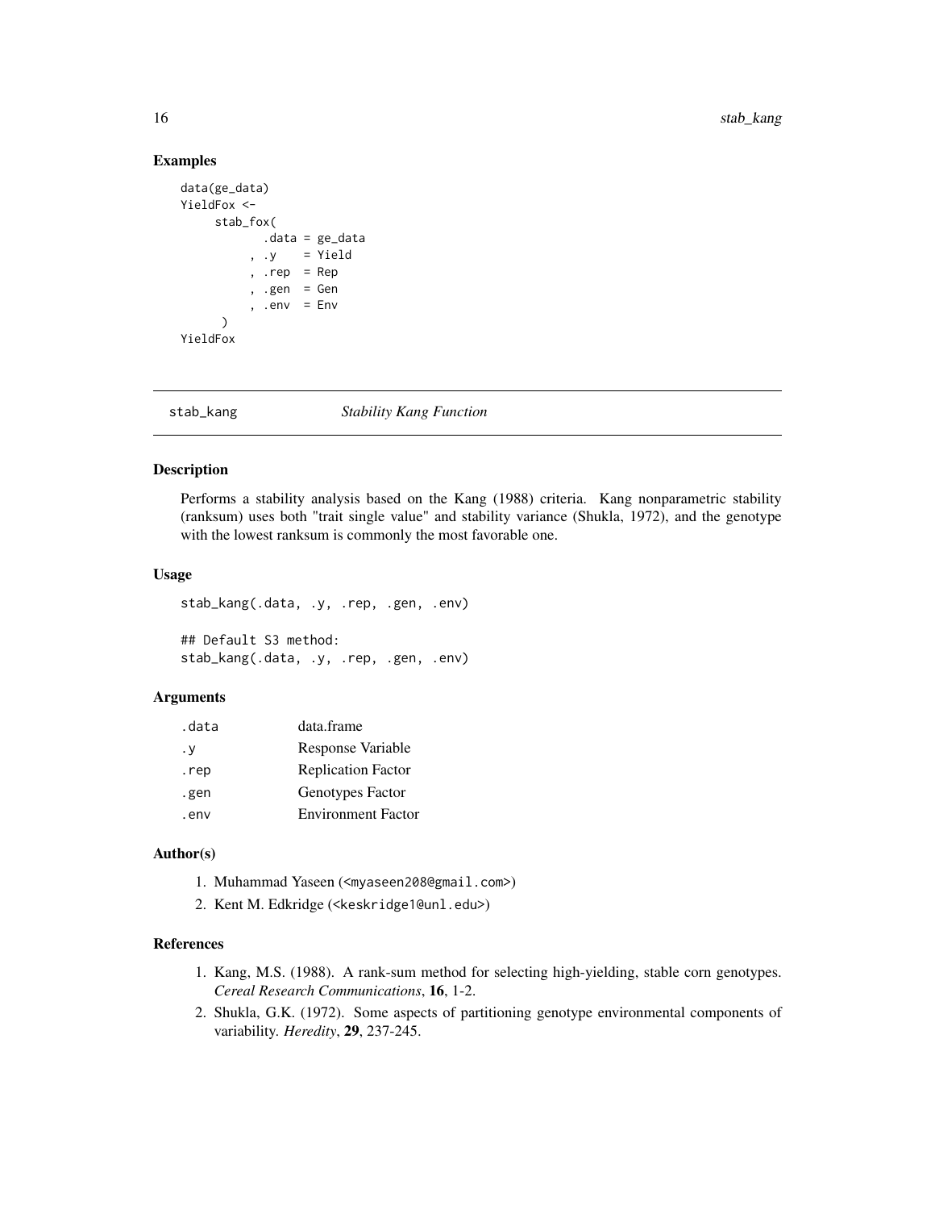## Examples

```
data(ge_data)
YieldFox <-
     stab_fox(
            .data = ge_data
          , .y    = Yield
          , .rep  = Rep
          , .gen  = Gen
          , .env  = Env
       )
YieldFox
```

---

# stab_kang *Stability Kang Function*

---

## Description

Performs a stability analysis based on the Kang (1988) criteria. Kang nonparametric stability (ranksum) uses both "trait single value" and stability variance (Shukla, 1972), and the genotype with the lowest ranksum is commonly the most favorable one.

## Usage

```
stab_kang(.data, .y, .rep, .gen, .env)

## Default S3 method:
stab_kang(.data, .y, .rep, .gen, .env)
```

## Arguments

| | |
|---|---|
| .data | data.frame |
| .y | Response Variable |
| .rep | Replication Factor |
| .gen | Genotypes Factor |
| .env | Environment Factor |

## Author(s)

1. Muhammad Yaseen (<myaseen208@gmail.com>)
2. Kent M. Edkridge (<keskridge1@unl.edu>)

## References

1. Kang, M.S. (1988). A rank-sum method for selecting high-yielding, stable corn genotypes. *Cereal Research Communications*, **16**, 1-2.
2. Shukla, G.K. (1972). Some aspects of partitioning genotype environmental components of variability. *Heredity*, **29**, 237-245.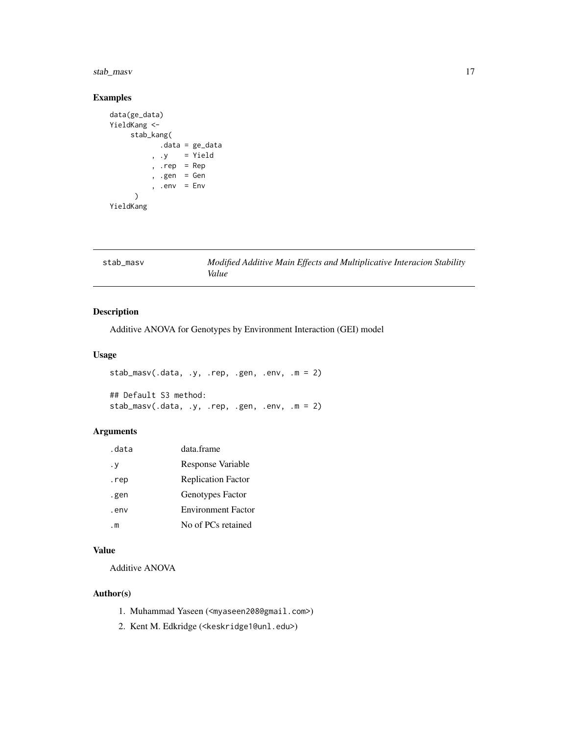## Examples

```
data(ge_data)
YieldKang <-
     stab_kang(
            .data = ge_data
          , .y    = Yield
          , .rep  = Rep
          , .gen  = Gen
          , .env  = Env
      )
YieldKang
```

---

# stab_masv — *Modified Additive Main Effects and Multiplicative Interacion Stability Value*

---

## Description

Additive ANOVA for Genotypes by Environment Interaction (GEI) model

## Usage

```
stab_masv(.data, .y, .rep, .gen, .env, .m = 2)

## Default S3 method:
stab_masv(.data, .y, .rep, .gen, .env, .m = 2)
```

## Arguments

| | |
|---|---|
| .data | data.frame |
| .y | Response Variable |
| .rep | Replication Factor |
| .gen | Genotypes Factor |
| .env | Environment Factor |
| .m | No of PCs retained |

## Value

Additive ANOVA

## Author(s)

1. Muhammad Yaseen (<myaseen208@gmail.com>)
2. Kent M. Edkridge (<keskridge1@unl.edu>)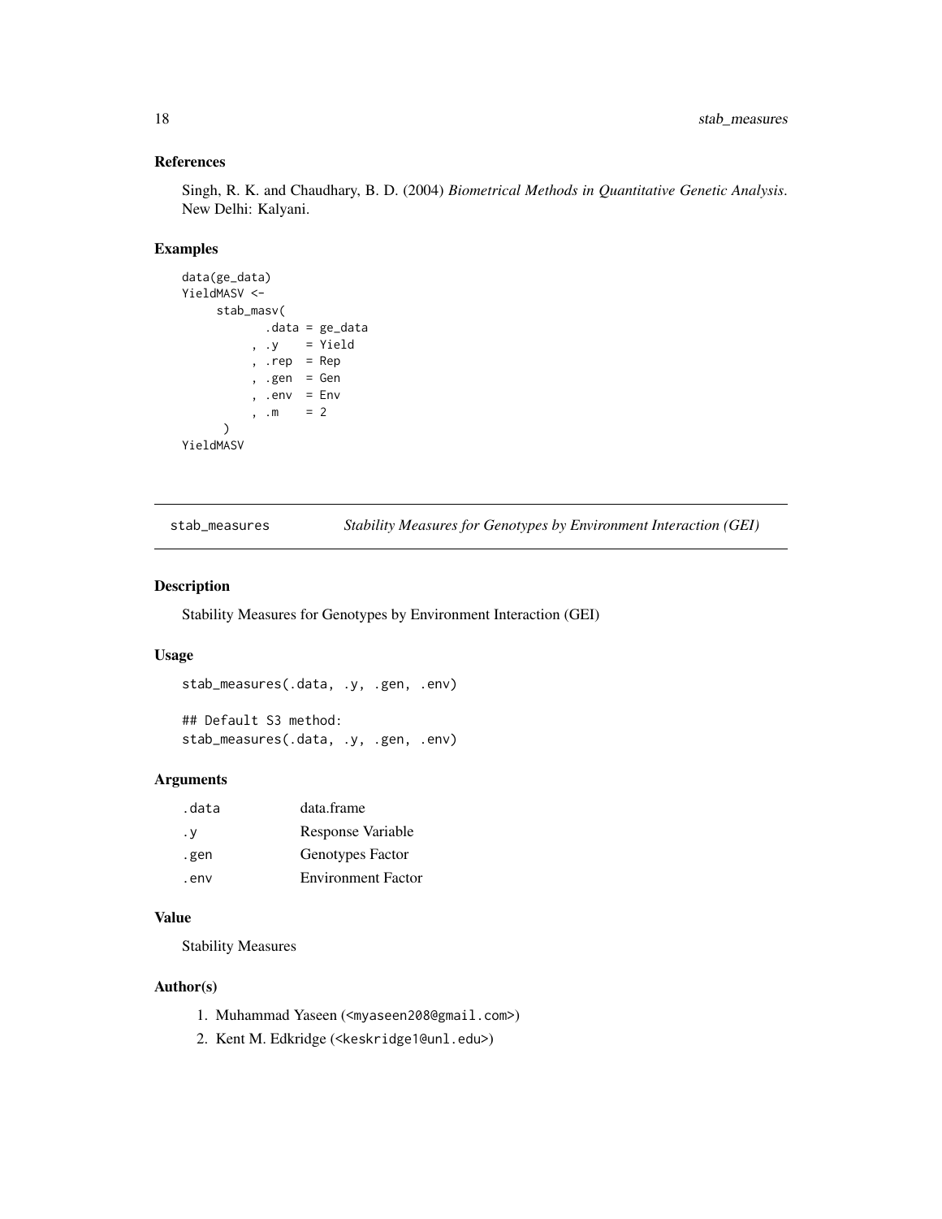### References

Singh, R. K. and Chaudhary, B. D. (2004) *Biometrical Methods in Quantitative Genetic Analysis*. New Delhi: Kalyani.

### Examples

```
data(ge_data)
YieldMASV <-
     stab_masv(
            .data = ge_data
          , .y    = Yield
          , .rep  = Rep
          , .gen  = Gen
          , .env  = Env
          , .m    = 2
      )
YieldMASV
```

---

## stab_measures — *Stability Measures for Genotypes by Environment Interaction (GEI)*

### Description

Stability Measures for Genotypes by Environment Interaction (GEI)

### Usage

```
stab_measures(.data, .y, .gen, .env)

## Default S3 method:
stab_measures(.data, .y, .gen, .env)
```

### Arguments

| | |
|---|---|
| .data | data.frame |
| .y | Response Variable |
| .gen | Genotypes Factor |
| .env | Environment Factor |

### Value

Stability Measures

### Author(s)

1. Muhammad Yaseen (<myaseen208@gmail.com>)
2. Kent M. Edkridge (<keskridge1@unl.edu>)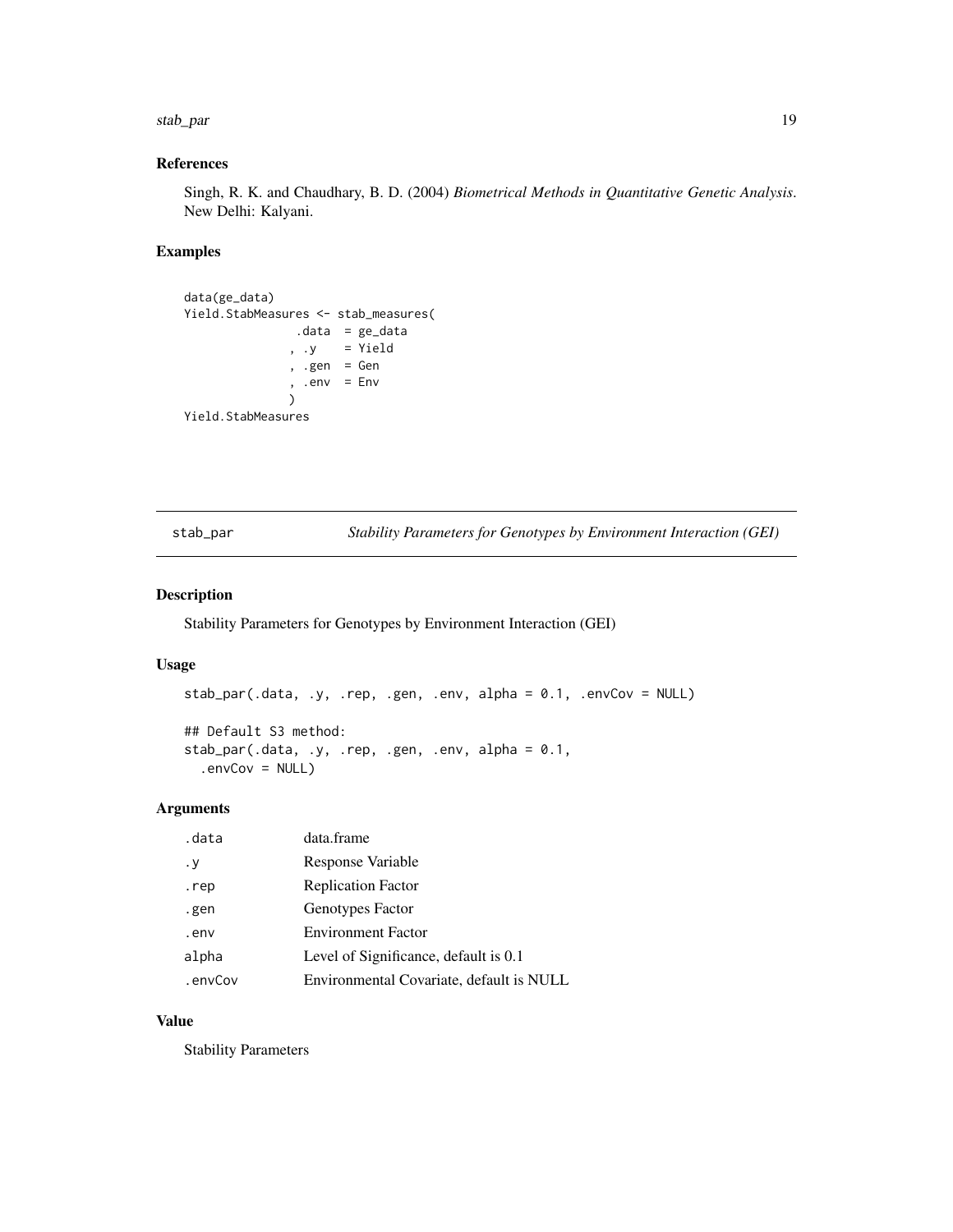## References

Singh, R. K. and Chaudhary, B. D. (2004) *Biometrical Methods in Quantitative Genetic Analysis*. New Delhi: Kalyani.

## Examples

```
data(ge_data)
Yield.StabMeasures <- stab_measures(
                 .data  = ge_data
               , .y    = Yield
               , .gen  = Gen
               , .env  = Env
               )
Yield.StabMeasures
```

---

# stab_par — *Stability Parameters for Genotypes by Environment Interaction (GEI)*

## Description

Stability Parameters for Genotypes by Environment Interaction (GEI)

## Usage

```
stab_par(.data, .y, .rep, .gen, .env, alpha = 0.1, .envCov = NULL)

## Default S3 method:
stab_par(.data, .y, .rep, .gen, .env, alpha = 0.1,
  .envCov = NULL)
```

## Arguments

| | |
|---|---|
| .data | data.frame |
| .y | Response Variable |
| .rep | Replication Factor |
| .gen | Genotypes Factor |
| .env | Environment Factor |
| alpha | Level of Significance, default is 0.1 |
| .envCov | Environmental Covariate, default is NULL |

## Value

Stability Parameters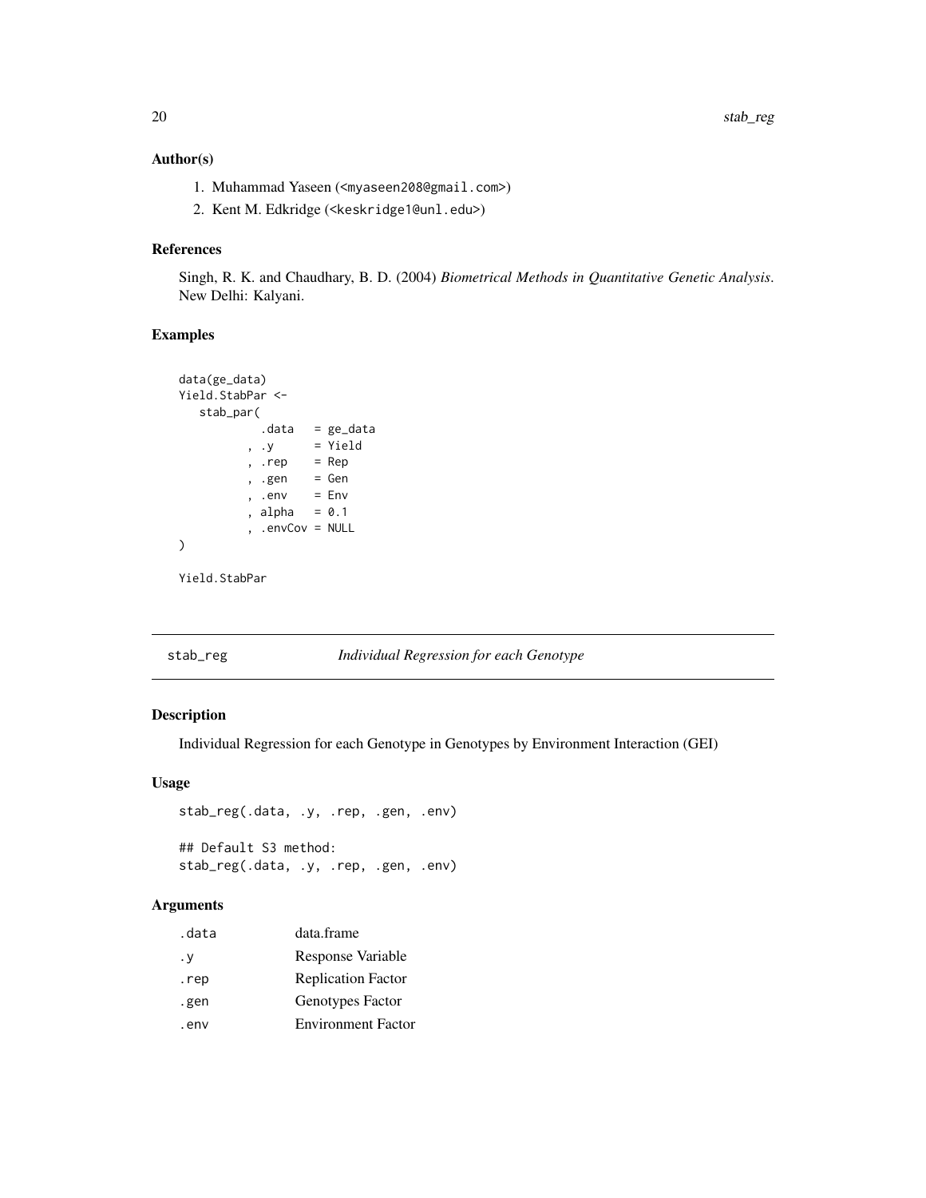### Author(s)

1. Muhammad Yaseen (<myaseen208@gmail.com>)
2. Kent M. Edkridge (<keskridge1@unl.edu>)

### References

Singh, R. K. and Chaudhary, B. D. (2004) *Biometrical Methods in Quantitative Genetic Analysis*. New Delhi: Kalyani.

### Examples

```
data(ge_data)
Yield.StabPar <-
   stab_par(
           .data   = ge_data
         , .y      = Yield
         , .rep    = Rep
         , .gen    = Gen
         , .env    = Env
         , alpha   = 0.1
         , .envCov = NULL
)

Yield.StabPar
```

---

## stab_reg — *Individual Regression for each Genotype*

### Description

Individual Regression for each Genotype in Genotypes by Environment Interaction (GEI)

### Usage

```
stab_reg(.data, .y, .rep, .gen, .env)

## Default S3 method:
stab_reg(.data, .y, .rep, .gen, .env)
```

### Arguments

| | |
|---|---|
| .data | data.frame |
| .y | Response Variable |
| .rep | Replication Factor |
| .gen | Genotypes Factor |
| .env | Environment Factor |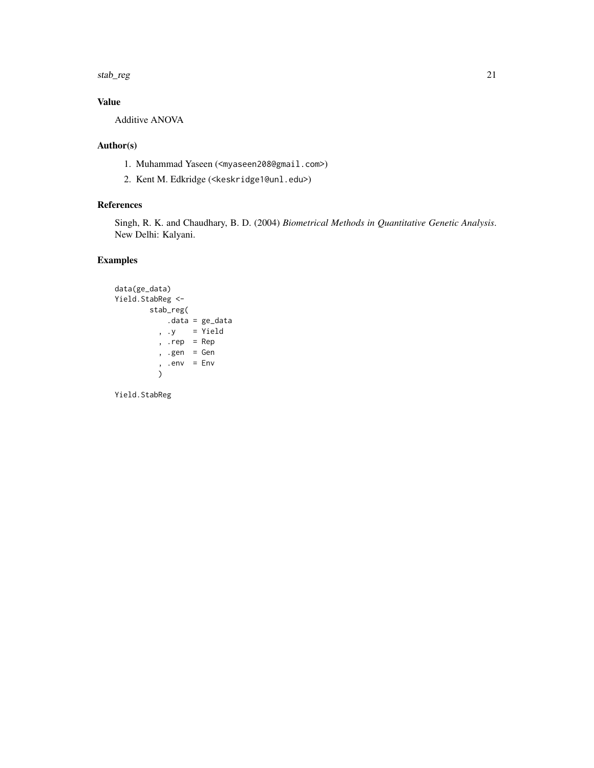### Value

Additive ANOVA

### Author(s)

1. Muhammad Yaseen (<myaseen208@gmail.com>)
2. Kent M. Edkridge (<keskridge1@unl.edu>)

### References

Singh, R. K. and Chaudhary, B. D. (2004) *Biometrical Methods in Quantitative Genetic Analysis*. New Delhi: Kalyani.

### Examples

```
data(ge_data)
Yield.StabReg <-
        stab_reg(
            .data = ge_data
          , .y    = Yield
          , .rep  = Rep
          , .gen  = Gen
          , .env  = Env
          )

Yield.StabReg
```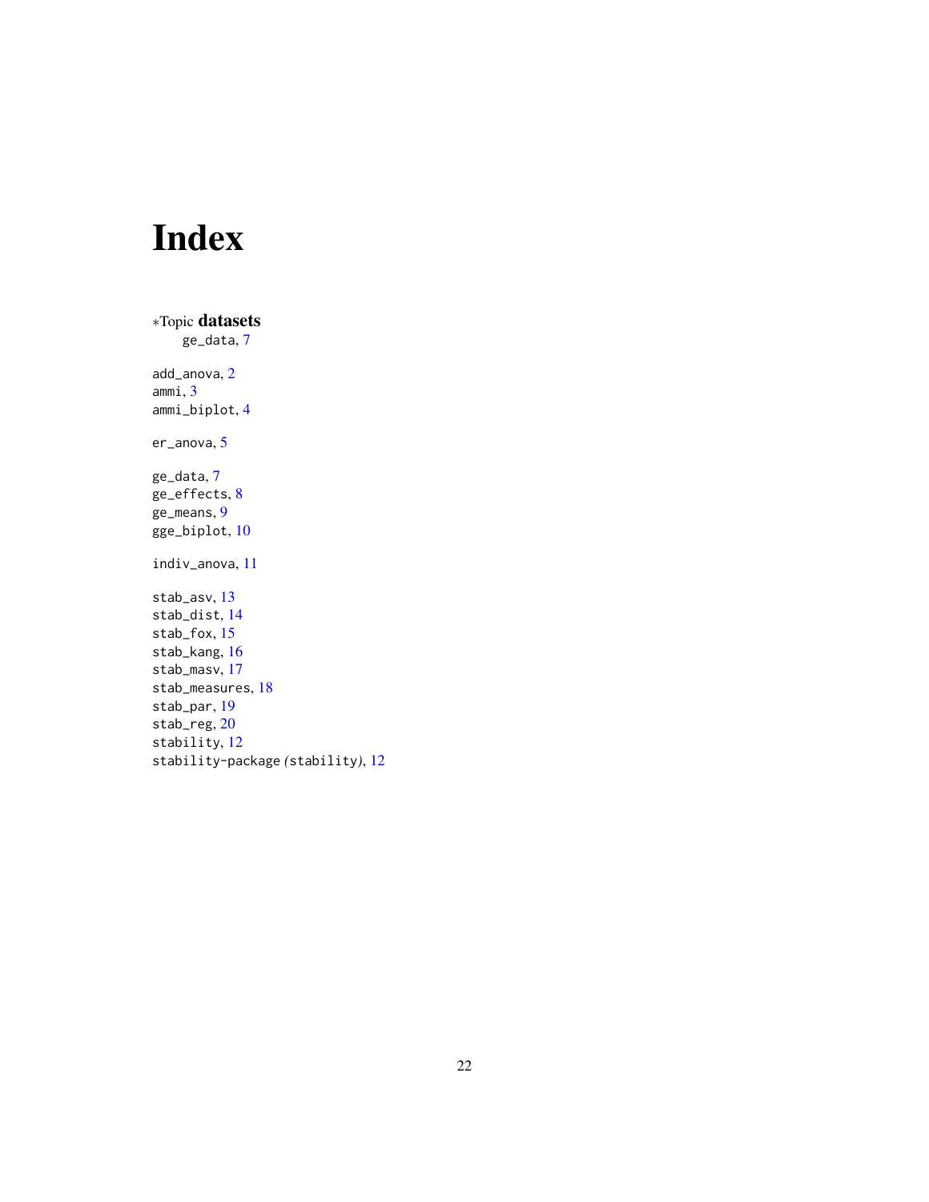# Index

∗Topic **datasets**
    ge_data, 7

add_anova, 2
ammi, 3
ammi_biplot, 4

er_anova, 5

ge_data, 7
ge_effects, 8
ge_means, 9
gge_biplot, 10

indiv_anova, 11

stab_asv, 13
stab_dist, 14
stab_fox, 15
stab_kang, 16
stab_masv, 17
stab_measures, 18
stab_par, 19
stab_reg, 20
stability, 12
stability-package *(*stability*)*, 12